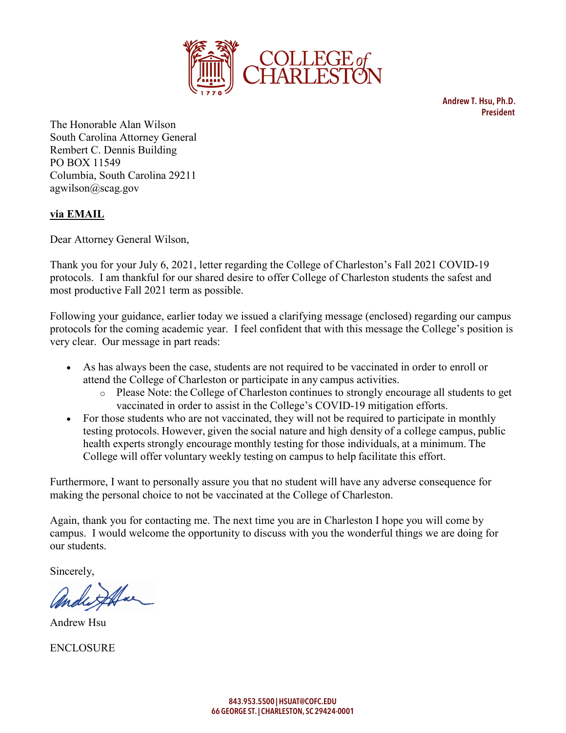COLLEGE of CHARLESTON

**Andrew T. Hsu, Ph.D.**
**President**

The Honorable Alan Wilson
South Carolina Attorney General
Rembert C. Dennis Building
PO BOX 11549
Columbia, South Carolina 29211
agwilson@scag.gov

**via EMAIL**

Dear Attorney General Wilson,

Thank you for your July 6, 2021, letter regarding the College of Charleston's Fall 2021 COVID-19 protocols. I am thankful for our shared desire to offer College of Charleston students the safest and most productive Fall 2021 term as possible.

Following your guidance, earlier today we issued a clarifying message (enclosed) regarding our campus protocols for the coming academic year. I feel confident that with this message the College's position is very clear. Our message in part reads:

- As has always been the case, students are not required to be vaccinated in order to enroll or attend the College of Charleston or participate in any campus activities.
  - Please Note: the College of Charleston continues to strongly encourage all students to get vaccinated in order to assist in the College's COVID-19 mitigation efforts.
- For those students who are not vaccinated, they will not be required to participate in monthly testing protocols. However, given the social nature and high density of a college campus, public health experts strongly encourage monthly testing for those individuals, at a minimum. The College will offer voluntary weekly testing on campus to help facilitate this effort.

Furthermore, I want to personally assure you that no student will have any adverse consequence for making the personal choice to not be vaccinated at the College of Charleston.

Again, thank you for contacting me. The next time you are in Charleston I hope you will come by campus. I would welcome the opportunity to discuss with you the wonderful things we are doing for our students.

Sincerely,

Andrew Hsu

ENCLOSURE

843.953.5500 | HSUAT@COFC.EDU
66 GEORGE ST. | CHARLESTON, SC 29424-0001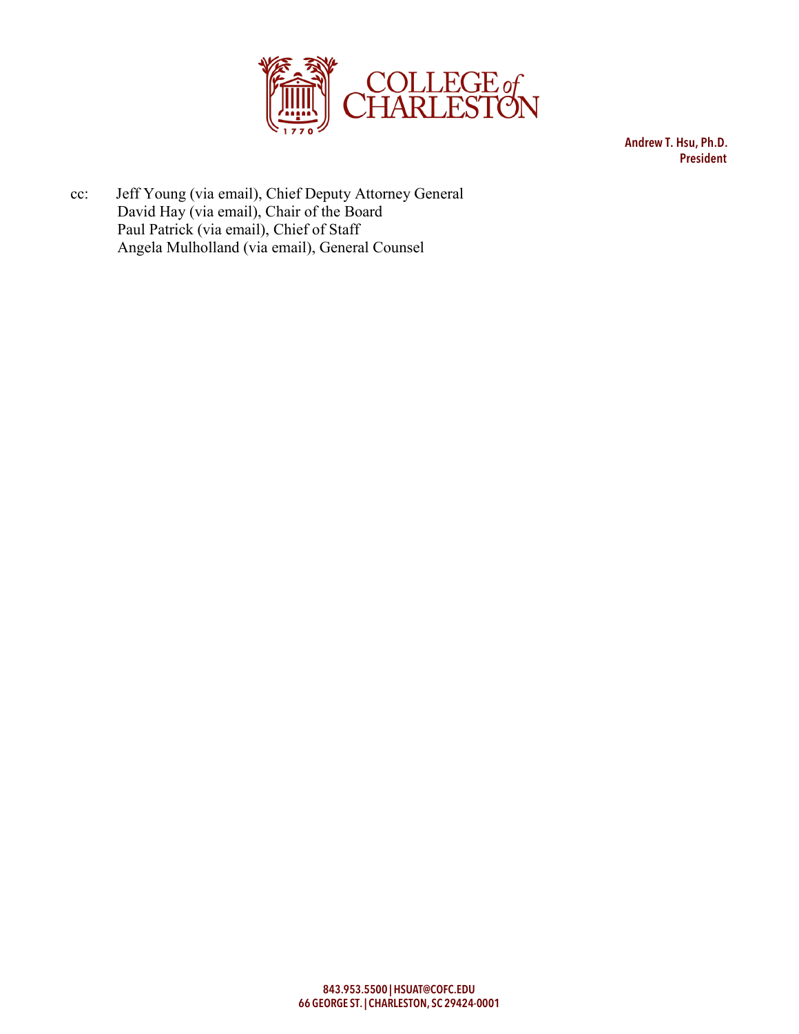Andrew T. Hsu, Ph.D.
President

cc: Jeff Young (via email), Chief Deputy Attorney General
David Hay (via email), Chair of the Board
Paul Patrick (via email), Chief of Staff
Angela Mulholland (via email), General Counsel

843.953.5500 | HSUAT@COFC.EDU
66 GEORGE ST. | CHARLESTON, SC 29424-0001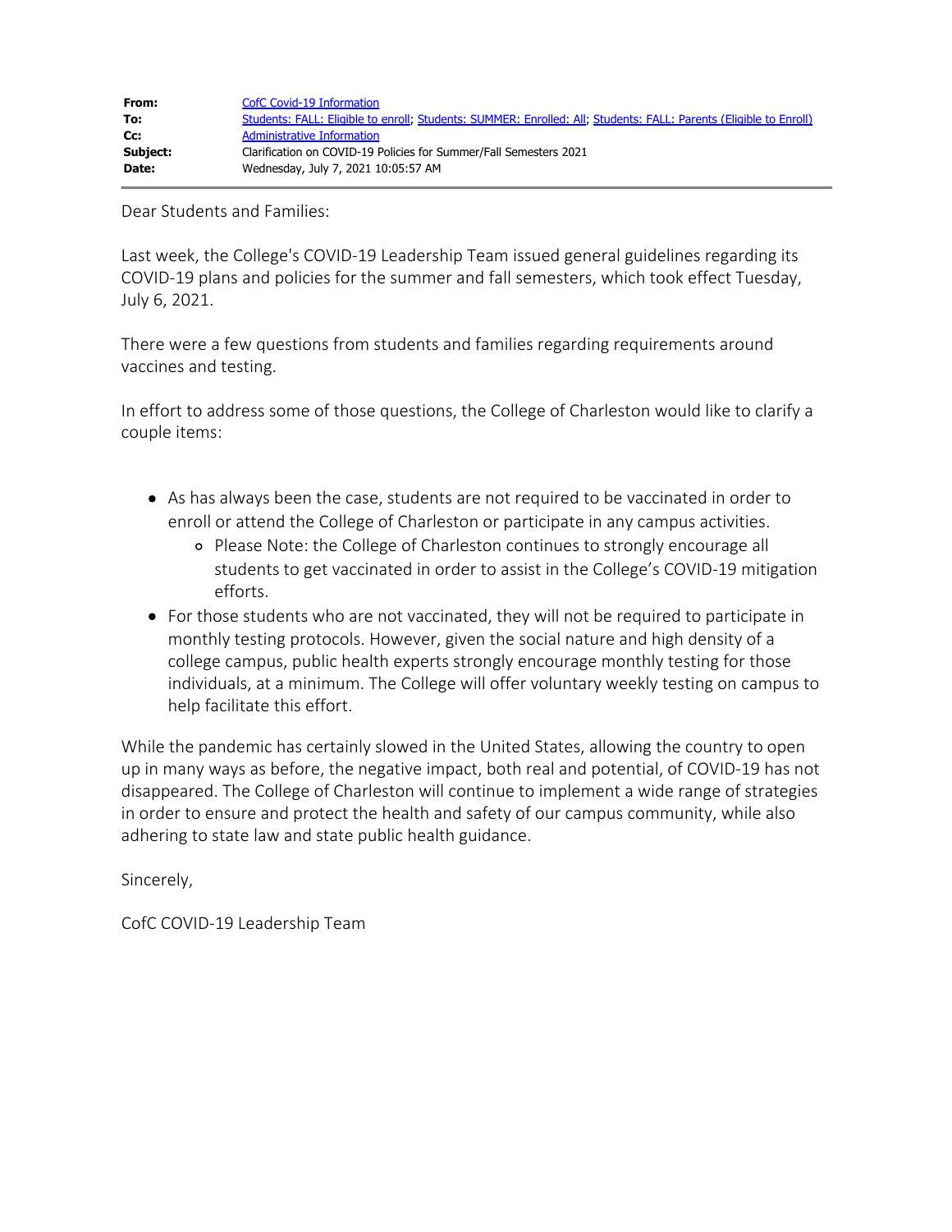| | |
|---|---|
| **From:** | CofC Covid-19 Information |
| **To:** | Students: FALL: Eligible to enroll; Students: SUMMER: Enrolled: All; Students: FALL: Parents (Eligible to Enroll) |
| **Cc:** | Administrative Information |
| **Subject:** | Clarification on COVID-19 Policies for Summer/Fall Semesters 2021 |
| **Date:** | Wednesday, July 7, 2021 10:05:57 AM |

Dear Students and Families:

Last week, the College's COVID-19 Leadership Team issued general guidelines regarding its COVID-19 plans and policies for the summer and fall semesters, which took effect Tuesday, July 6, 2021.

There were a few questions from students and families regarding requirements around vaccines and testing.

In effort to address some of those questions, the College of Charleston would like to clarify a couple items:

- As has always been the case, students are not required to be vaccinated in order to enroll or attend the College of Charleston or participate in any campus activities.
  - Please Note: the College of Charleston continues to strongly encourage all students to get vaccinated in order to assist in the College's COVID-19 mitigation efforts.
- For those students who are not vaccinated, they will not be required to participate in monthly testing protocols. However, given the social nature and high density of a college campus, public health experts strongly encourage monthly testing for those individuals, at a minimum. The College will offer voluntary weekly testing on campus to help facilitate this effort.

While the pandemic has certainly slowed in the United States, allowing the country to open up in many ways as before, the negative impact, both real and potential, of COVID-19 has not disappeared. The College of Charleston will continue to implement a wide range of strategies in order to ensure and protect the health and safety of our campus community, while also adhering to state law and state public health guidance.

Sincerely,

CofC COVID-19 Leadership Team